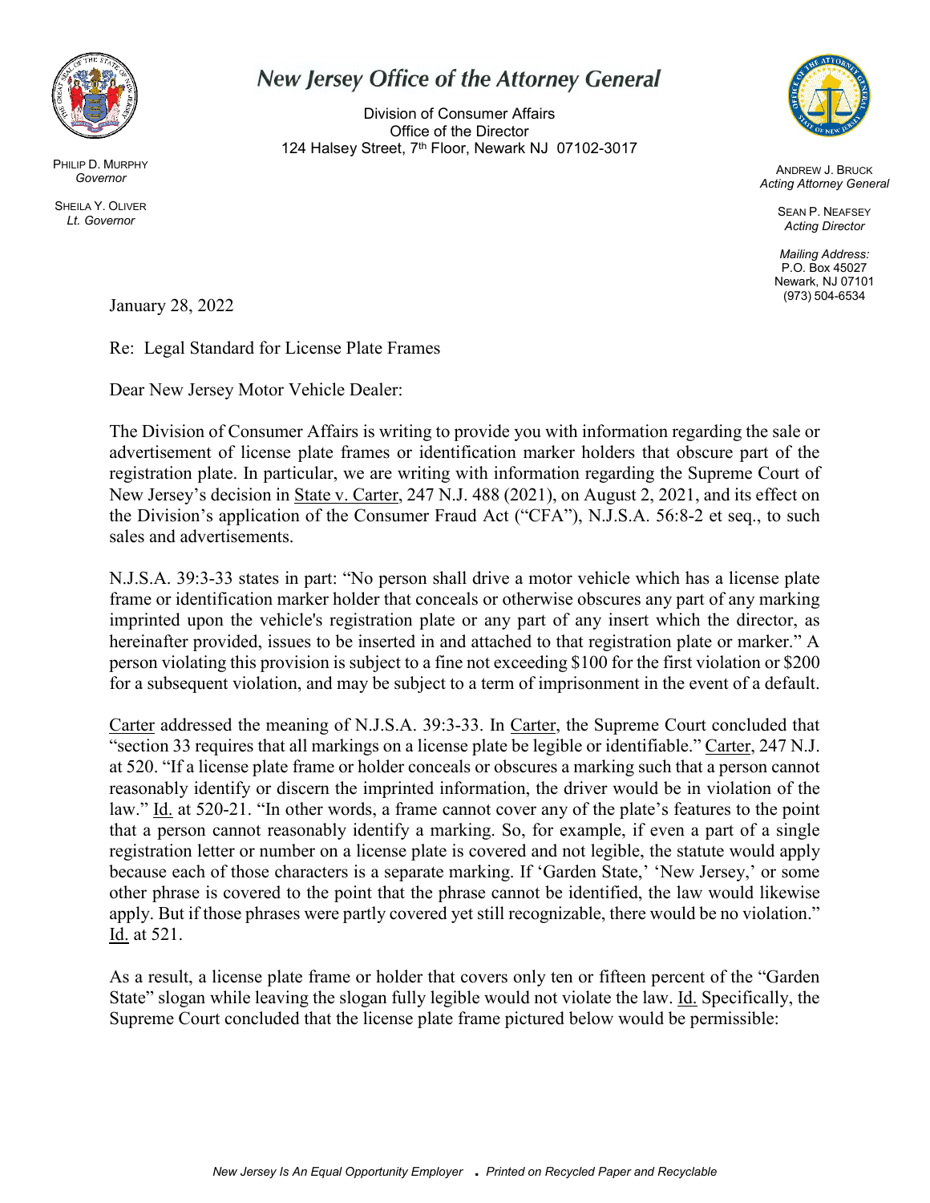# New Jersey Office of the Attorney General

Division of Consumer Affairs
Office of the Director
124 Halsey Street, 7th Floor, Newark NJ 07102-3017

PHILIP D. MURPHY
*Governor*

SHEILA Y. OLIVER
*Lt. Governor*

ANDREW J. BRUCK
*Acting Attorney General*

SEAN P. NEAFSEY
*Acting Director*

*Mailing Address:*
P.O. Box 45027
Newark, NJ 07101
(973) 504-6534

January 28, 2022

Re: Legal Standard for License Plate Frames

Dear New Jersey Motor Vehicle Dealer:

The Division of Consumer Affairs is writing to provide you with information regarding the sale or advertisement of license plate frames or identification marker holders that obscure part of the registration plate. In particular, we are writing with information regarding the Supreme Court of New Jersey's decision in State v. Carter, 247 N.J. 488 (2021), on August 2, 2021, and its effect on the Division's application of the Consumer Fraud Act ("CFA"), N.J.S.A. 56:8-2 et seq., to such sales and advertisements.

N.J.S.A. 39:3-33 states in part: "No person shall drive a motor vehicle which has a license plate frame or identification marker holder that conceals or otherwise obscures any part of any marking imprinted upon the vehicle's registration plate or any part of any insert which the director, as hereinafter provided, issues to be inserted in and attached to that registration plate or marker." A person violating this provision is subject to a fine not exceeding $100 for the first violation or $200 for a subsequent violation, and may be subject to a term of imprisonment in the event of a default.

Carter addressed the meaning of N.J.S.A. 39:3-33. In Carter, the Supreme Court concluded that "section 33 requires that all markings on a license plate be legible or identifiable." Carter, 247 N.J. at 520. "If a license plate frame or holder conceals or obscures a marking such that a person cannot reasonably identify or discern the imprinted information, the driver would be in violation of the law." Id. at 520-21. "In other words, a frame cannot cover any of the plate's features to the point that a person cannot reasonably identify a marking. So, for example, if even a part of a single registration letter or number on a license plate is covered and not legible, the statute would apply because each of those characters is a separate marking. If 'Garden State,' 'New Jersey,' or some other phrase is covered to the point that the phrase cannot be identified, the law would likewise apply. But if those phrases were partly covered yet still recognizable, there would be no violation." Id. at 521.

As a result, a license plate frame or holder that covers only ten or fifteen percent of the "Garden State" slogan while leaving the slogan fully legible would not violate the law. Id. Specifically, the Supreme Court concluded that the license plate frame pictured below would be permissible: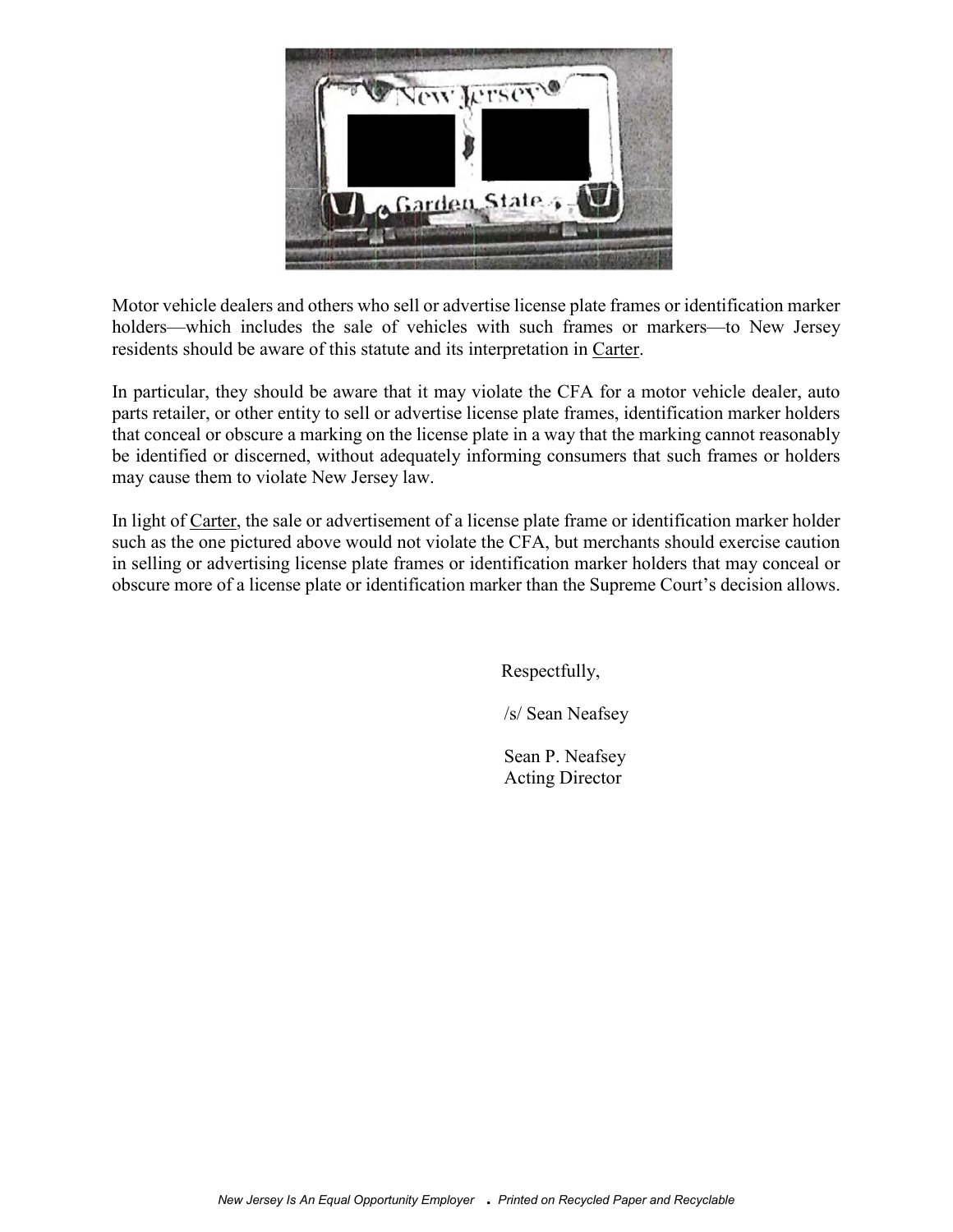Motor vehicle dealers and others who sell or advertise license plate frames or identification marker holders—which includes the sale of vehicles with such frames or markers—to New Jersey residents should be aware of this statute and its interpretation in Carter.

In particular, they should be aware that it may violate the CFA for a motor vehicle dealer, auto parts retailer, or other entity to sell or advertise license plate frames, identification marker holders that conceal or obscure a marking on the license plate in a way that the marking cannot reasonably be identified or discerned, without adequately informing consumers that such frames or holders may cause them to violate New Jersey law.

In light of Carter, the sale or advertisement of a license plate frame or identification marker holder such as the one pictured above would not violate the CFA, but merchants should exercise caution in selling or advertising license plate frames or identification marker holders that may conceal or obscure more of a license plate or identification marker than the Supreme Court's decision allows.

Respectfully,

/s/ Sean Neafsey

Sean P. Neafsey
Acting Director